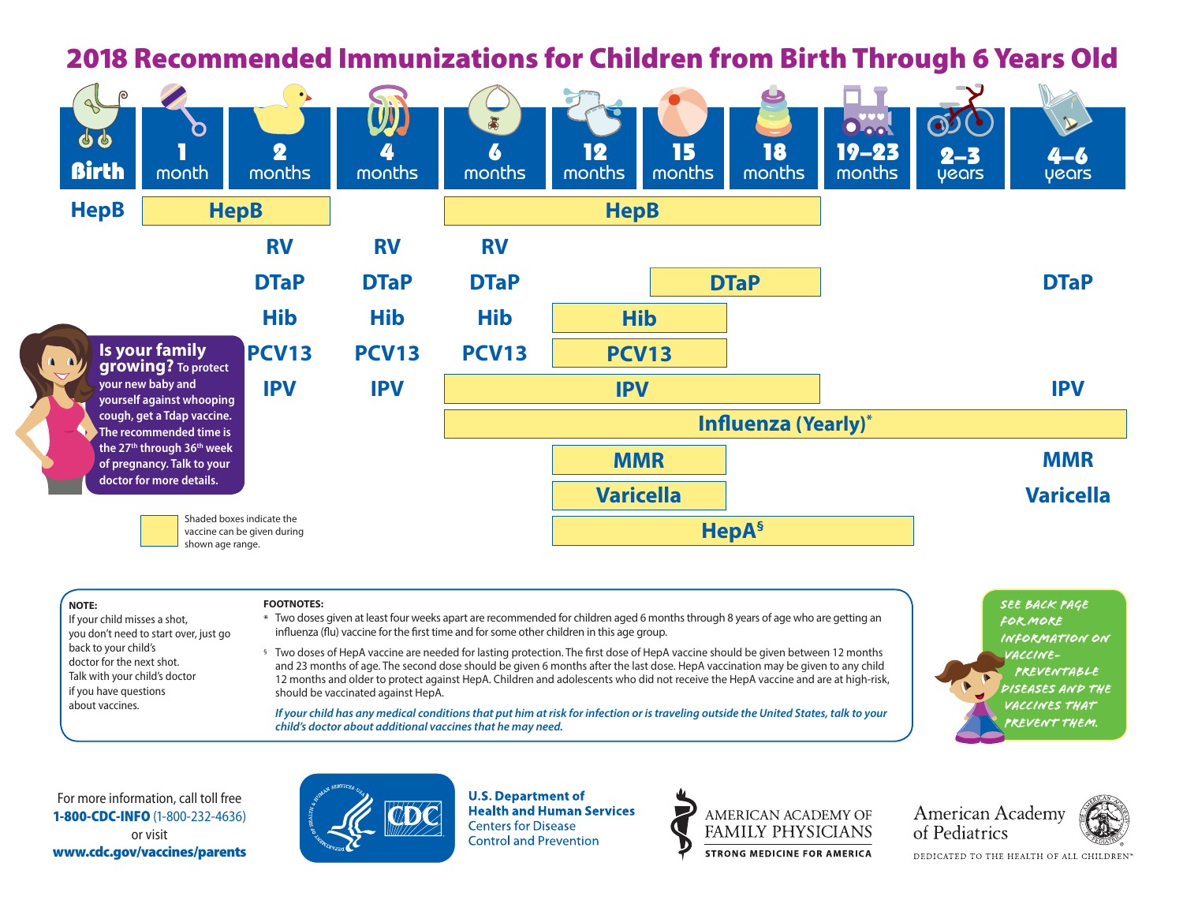# 2018 Recommended Immunizations for Children from Birth Through 6 Years Old

| Vaccine | Birth | 1 month | 2 months | 4 months | 6 months | 12 months | 15 months | 18 months | 19–23 months | 2–3 years | 4–6 years |
|---|---|---|---|---|---|---|---|---|---|---|---|
| HepB | HepB | HepB (shaded) | HepB (shaded) | | HepB (shaded) | HepB (shaded) | HepB (shaded) | HepB (shaded) | | | |
| RV | | | RV | RV | RV | | | | | | |
| DTaP | | | DTaP | DTaP | DTaP | | DTaP (shaded) | DTaP (shaded) | | | DTaP |
| Hib | | | Hib | Hib | Hib | Hib (shaded) | Hib (shaded) | | | | |
| PCV13 | | | PCV13 | PCV13 | PCV13 | PCV13 (shaded) | PCV13 (shaded) | | | | |
| IPV | | | IPV | IPV | IPV (shaded) | IPV (shaded) | IPV (shaded) | IPV (shaded) | | | IPV |
| Influenza (Yearly)* | | | | | Influenza (shaded) | Influenza (shaded) | Influenza (shaded) | Influenza (shaded) | Influenza (shaded) | Influenza (shaded) | Influenza (shaded) |
| MMR | | | | | | MMR (shaded) | MMR (shaded) | | | | MMR |
| Varicella | | | | | | Varicella (shaded) | Varicella (shaded) | | | | Varicella |
| HepA§ | | | | | | HepA (shaded) | HepA (shaded) | HepA (shaded) | HepA (shaded) | HepA (shaded) | |

Shaded boxes indicate the vaccine can be given during shown age range.

**Is your family growing?** To protect your new baby and yourself against whooping cough, get a Tdap vaccine. The recommended time is the 27th through 36th week of pregnancy. Talk to your doctor for more details.

**NOTE:**
If your child misses a shot, you don't need to start over, just go back to your child's doctor for the next shot. Talk with your child's doctor if you have questions about vaccines.

**FOOTNOTES:**

* Two doses given at least four weeks apart are recommended for children aged 6 months through 8 years of age who are getting an influenza (flu) vaccine for the first time and for some other children in this age group.

§ Two doses of HepA vaccine are needed for lasting protection. The first dose of HepA vaccine should be given between 12 months and 23 months of age. The second dose should be given 6 months after the last dose. HepA vaccination may be given to any child 12 months and older to protect against HepA. Children and adolescents who did not receive the HepA vaccine and are at high-risk, should be vaccinated against HepA.

*If your child has any medical conditions that put him at risk for infection or is traveling outside the United States, talk to your child's doctor about additional vaccines that he may need.*

SEE BACK PAGE FOR MORE INFORMATION ON VACCINE-PREVENTABLE DISEASES AND THE VACCINES THAT PREVENT THEM.

For more information, call toll free **1-800-CDC-INFO** (1-800-232-4636) or visit **www.cdc.gov/vaccines/parents**

**U.S. Department of Health and Human Services**
Centers for Disease Control and Prevention

AMERICAN ACADEMY OF FAMILY PHYSICIANS
STRONG MEDICINE FOR AMERICA

American Academy of Pediatrics
DEDICATED TO THE HEALTH OF ALL CHILDREN™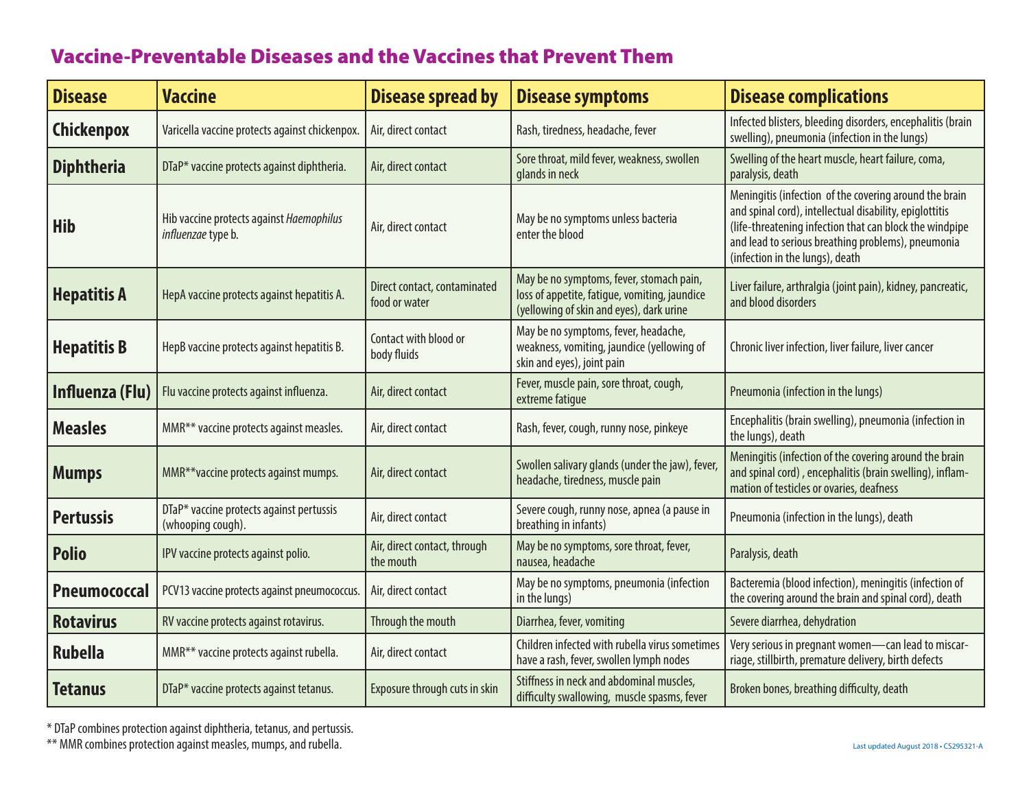# Vaccine-Preventable Diseases and the Vaccines that Prevent Them

| Disease | Vaccine | Disease spread by | Disease symptoms | Disease complications |
|---|---|---|---|---|
| **Chickenpox** | Varicella vaccine protects against chickenpox. | Air, direct contact | Rash, tiredness, headache, fever | Infected blisters, bleeding disorders, encephalitis (brain swelling), pneumonia (infection in the lungs) |
| **Diphtheria** | DTaP* vaccine protects against diphtheria. | Air, direct contact | Sore throat, mild fever, weakness, swollen glands in neck | Swelling of the heart muscle, heart failure, coma, paralysis, death |
| **Hib** | Hib vaccine protects against *Haemophilus influenzae* type b. | Air, direct contact | May be no symptoms unless bacteria enter the blood | Meningitis (infection of the covering around the brain and spinal cord), intellectual disability, epiglottitis (life-threatening infection that can block the windpipe and lead to serious breathing problems), pneumonia (infection in the lungs), death |
| **Hepatitis A** | HepA vaccine protects against hepatitis A. | Direct contact, contaminated food or water | May be no symptoms, fever, stomach pain, loss of appetite, fatigue, vomiting, jaundice (yellowing of skin and eyes), dark urine | Liver failure, arthralgia (joint pain), kidney, pancreatic, and blood disorders |
| **Hepatitis B** | HepB vaccine protects against hepatitis B. | Contact with blood or body fluids | May be no symptoms, fever, headache, weakness, vomiting, jaundice (yellowing of skin and eyes), joint pain | Chronic liver infection, liver failure, liver cancer |
| **Influenza (Flu)** | Flu vaccine protects against influenza. | Air, direct contact | Fever, muscle pain, sore throat, cough, extreme fatigue | Pneumonia (infection in the lungs) |
| **Measles** | MMR** vaccine protects against measles. | Air, direct contact | Rash, fever, cough, runny nose, pinkeye | Encephalitis (brain swelling), pneumonia (infection in the lungs), death |
| **Mumps** | MMR**vaccine protects against mumps. | Air, direct contact | Swollen salivary glands (under the jaw), fever, headache, tiredness, muscle pain | Meningitis (infection of the covering around the brain and spinal cord) , encephalitis (brain swelling), inflammation of testicles or ovaries, deafness |
| **Pertussis** | DTaP* vaccine protects against pertussis (whooping cough). | Air, direct contact | Severe cough, runny nose, apnea (a pause in breathing in infants) | Pneumonia (infection in the lungs), death |
| **Polio** | IPV vaccine protects against polio. | Air, direct contact, through the mouth | May be no symptoms, sore throat, fever, nausea, headache | Paralysis, death |
| **Pneumococcal** | PCV13 vaccine protects against pneumococcus. | Air, direct contact | May be no symptoms, pneumonia (infection in the lungs) | Bacteremia (blood infection), meningitis (infection of the covering around the brain and spinal cord), death |
| **Rotavirus** | RV vaccine protects against rotavirus. | Through the mouth | Diarrhea, fever, vomiting | Severe diarrhea, dehydration |
| **Rubella** | MMR** vaccine protects against rubella. | Air, direct contact | Children infected with rubella virus sometimes have a rash, fever, swollen lymph nodes | Very serious in pregnant women—can lead to miscarriage, stillbirth, premature delivery, birth defects |
| **Tetanus** | DTaP* vaccine protects against tetanus. | Exposure through cuts in skin | Stiffness in neck and abdominal muscles, difficulty swallowing, muscle spasms, fever | Broken bones, breathing difficulty, death |

* DTaP combines protection against diphtheria, tetanus, and pertussis.
** MMR combines protection against measles, mumps, and rubella.

Last updated August 2018 • CS295321-A